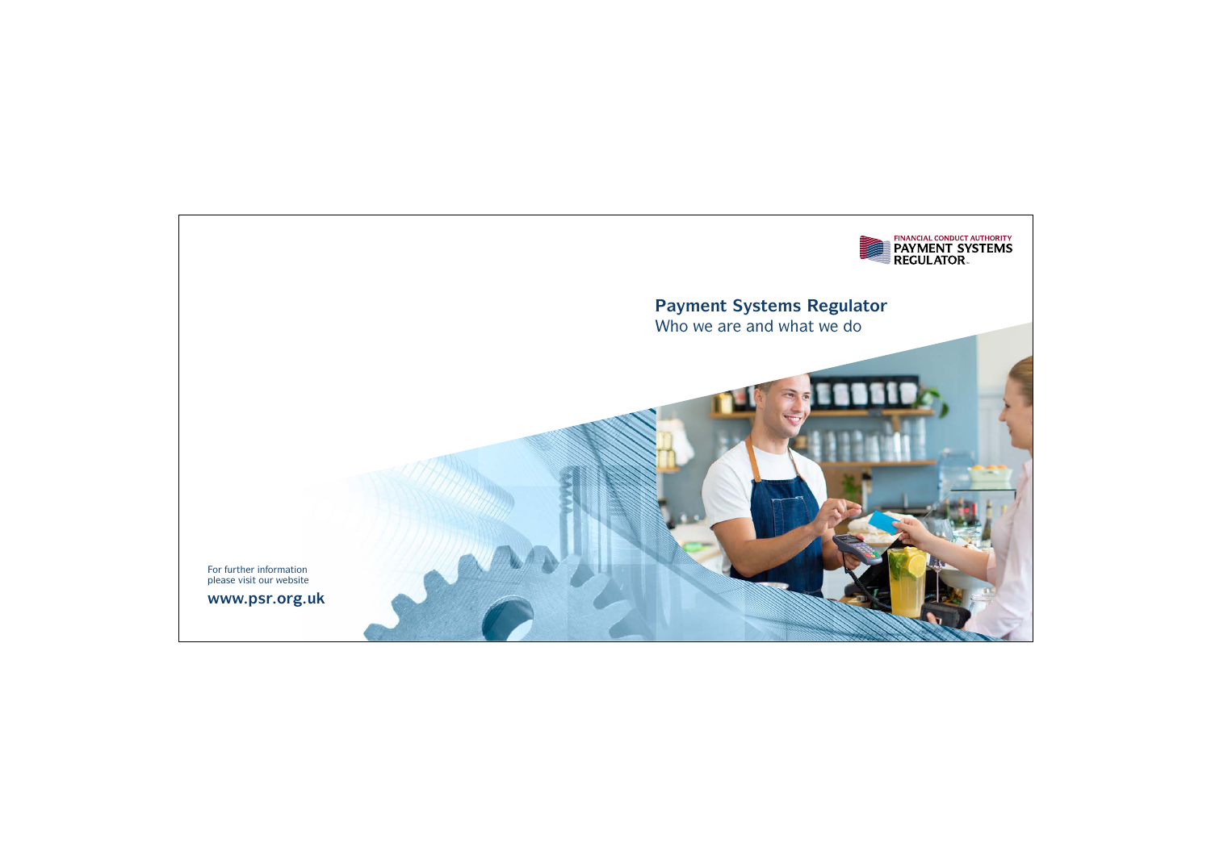FINANCIAL CONDUCT AUTHORITY
PAYMENT SYSTEMS REGULATOR

# Payment Systems Regulator

Who we are and what we do

For further information
please visit our website

**www.psr.org.uk**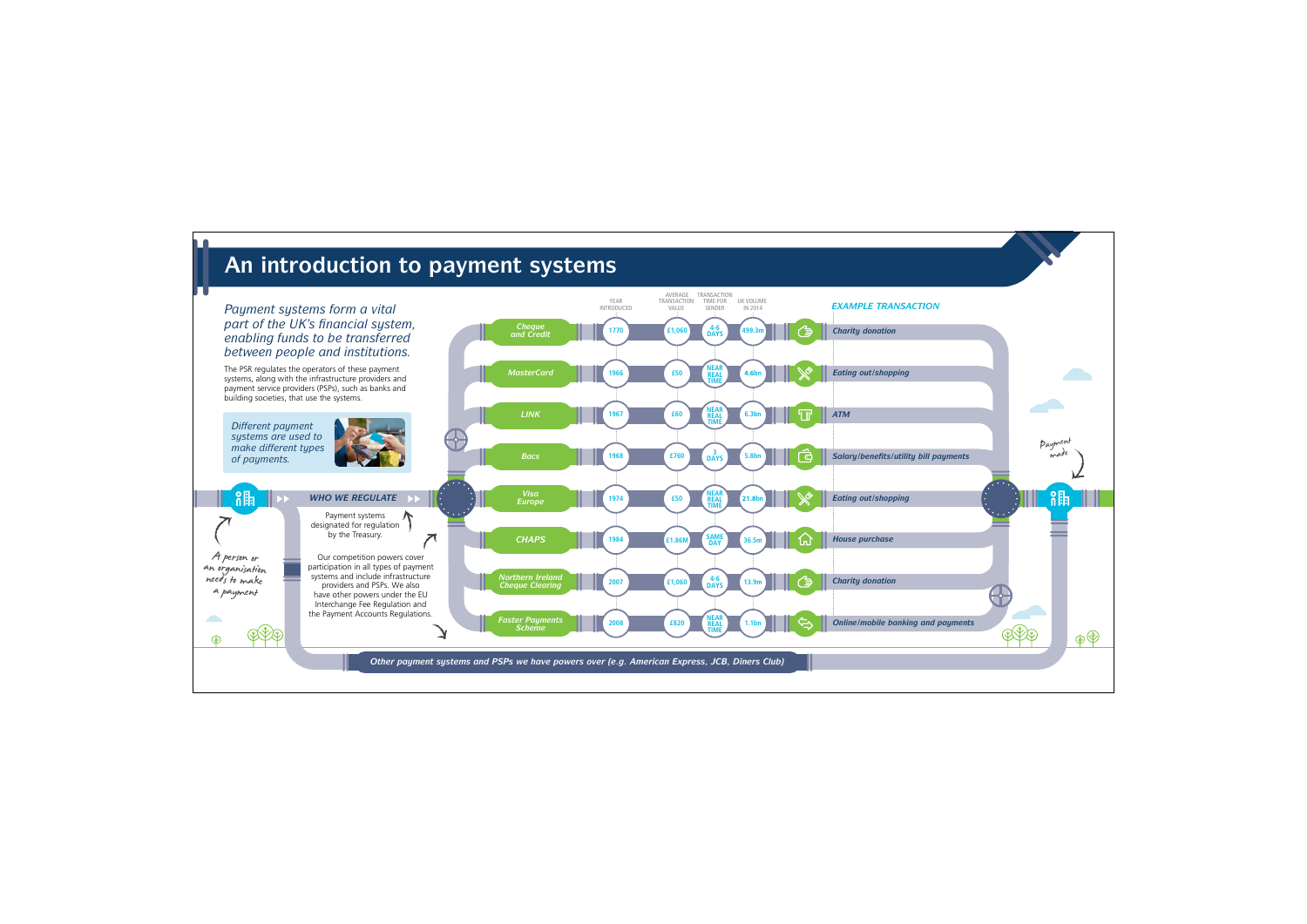# An introduction to payment systems

*Payment systems form a vital part of the UK's financial system, enabling funds to be transferred between people and institutions.*

The PSR regulates the operators of these payment systems, along with the infrastructure providers and payment service providers (PSPs), such as banks and building societies, that use the systems.

*Different payment systems are used to make different types of payments.*

| Payment system | Year introduced | Average transaction value | Transaction time for sender | UK volume in 2014 | Example transaction |
|---|---|---|---|---|---|
| Cheque and Credit | 1770 | £1,060 | 4-6 DAYS | 499.3m | Charity donation |
| MasterCard | 1966 | £50 | NEAR REAL TIME | 4.6bn | Eating out/shopping |
| LINK | 1967 | £60 | NEAR REAL TIME | 6.3bn | ATM |
| Bacs | 1968 | £760 | 3 DAYS | 5.8bn | Salary/benefits/utility bill payments |
| Visa Europe | 1974 | £50 | NEAR REAL TIME | 21.8bn | Eating out/shopping |
| CHAPS | 1984 | £1.86M | SAME DAY | 36.5m | House purchase |
| Northern Ireland Cheque Clearing | 2007 | £1,060 | 4-6 DAYS | 13.9m | Charity donation |
| Faster Payments Scheme | 2008 | £820 | NEAR REAL TIME | 1.1bn | Online/mobile banking and payments |

A person or an organisation needs to make a payment

Payment made

**WHO WE REGULATE**

Payment systems designated for regulation by the Treasury.

Our competition powers cover participation in all types of payment systems and include infrastructure providers and PSPs. We also have other powers under the EU Interchange Fee Regulation and the Payment Accounts Regulations.

*Other payment systems and PSPs we have powers over (e.g. American Express, JCB, Diners Club)*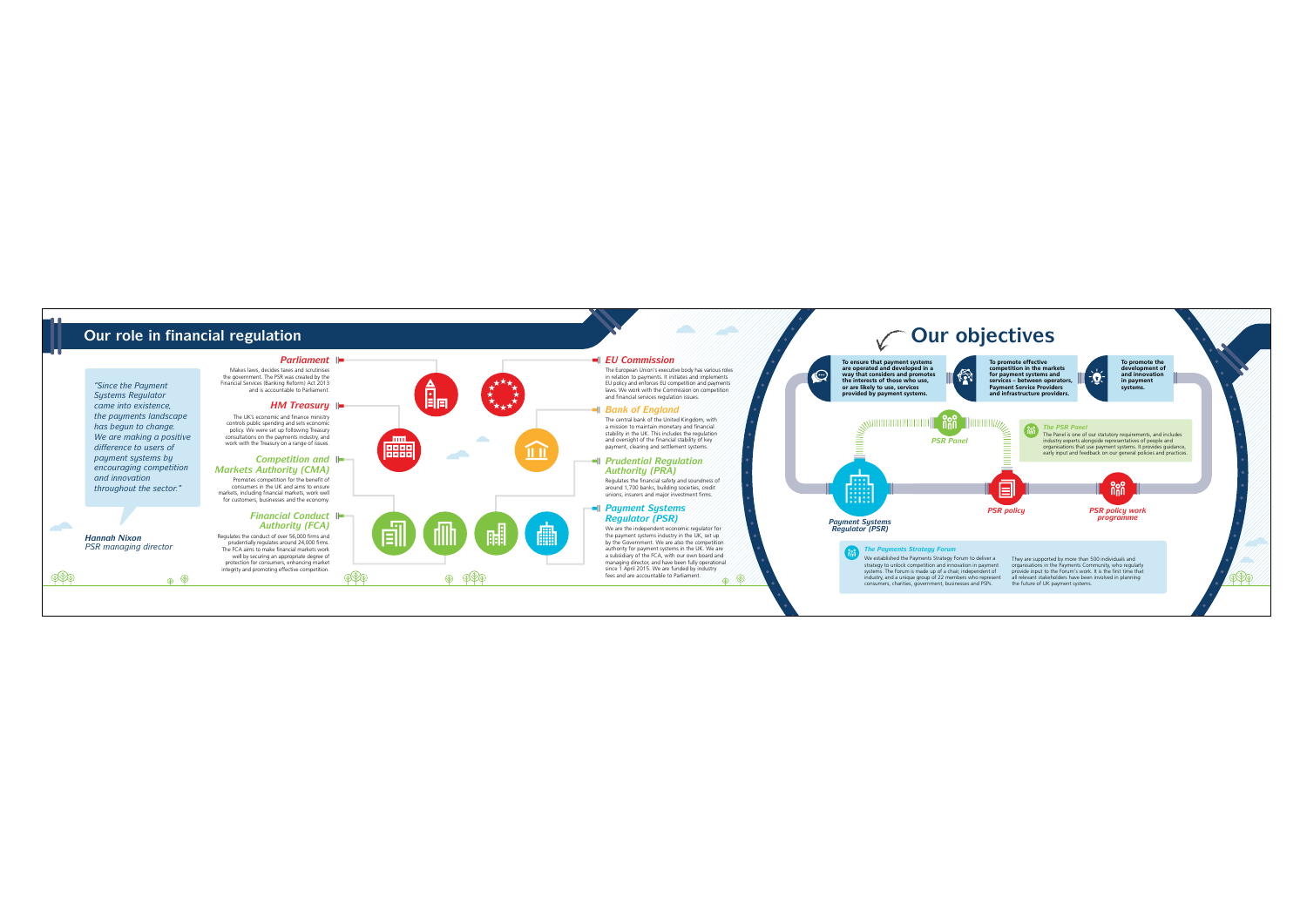## Our role in financial regulation

*"Since the Payment Systems Regulator came into existence, the payments landscape has begun to change. We are making a positive difference to users of payment systems by encouraging competition and innovation throughout the sector."*

***Hannah Nixon***
*PSR managing director*

### *Parliament*

Makes laws, decides taxes and scrutinises the government. The PSR was created by the Financial Services (Banking Reform) Act 2013 and is accountable to Parliament.

### *HM Treasury*

The UK's economic and finance ministry controls public spending and sets economic policy. We were set up following Treasury consultations on the payments industry, and work with the Treasury on a range of issues.

### *Competition and Markets Authority (CMA)*

Promotes competition for the benefit of consumers in the UK and aims to ensure markets, including financial markets, work well for customers, businesses and the economy.

### *Financial Conduct Authority (FCA)*

Regulates the conduct of over 56,000 firms and prudentially regulates around 24,000 firms. The FCA aims to make financial markets work well by securing an appropriate degree of protection for consumers, enhancing market integrity and promoting effective competition.

### *EU Commission*

The European Union's executive body has various roles in relation to payments. It initiates and implements EU policy and enforces EU competition and payments laws. We work with the Commission on competition and financial services regulation issues.

### *Bank of England*

The central bank of the United Kingdom, with a mission to maintain monetary and financial stability in the UK. This includes the regulation and oversight of the financial stability of key payment, clearing and settlement systems.

### *Prudential Regulation Authority (PRA)*

Regulates the financial safety and soundness of around 1,700 banks, building societies, credit unions, insurers and major investment firms.

### *Payment Systems Regulator (PSR)*

We are the independent economic regulator for the payment systems industry in the UK, set up by the Government. We are also the competition authority for payment systems in the UK. We are a subsidiary of the FCA, with our own board and managing director, and have been fully operational since 1 April 2015. We are funded by industry fees and are accountable to Parliament.

## Our objectives

- **To ensure that payment systems are operated and developed in a way that considers and promotes the interests of those who use, or are likely to use, services provided by payment systems.**
- **To promote effective competition in the markets for payment systems and services – between operators, Payment Service Providers and infrastructure providers.**
- **To promote the development of and innovation in payment systems.**

*PSR Panel*

*Payment Systems Regulator (PSR)*

*PSR policy*

*PSR policy work programme*

### *The PSR Panel*

The Panel is one of our statutory requirements, and includes industry experts alongside representatives of people and organisations that use payment systems. It provides guidance, early input and feedback on our general policies and practices.

### *The Payments Strategy Forum*

We established the Payments Strategy Forum to deliver a strategy to unlock competition and innovation in payment systems. The Forum is made up of a chair, independent of industry, and a unique group of 22 members who represent consumers, charities, government, businesses and PSPs.

They are supported by more than 500 individuals and organisations in the Payments Community, who regularly provide input to the Forum's work. It is the first time that all relevant stakeholders have been involved in planning the future of UK payment systems.